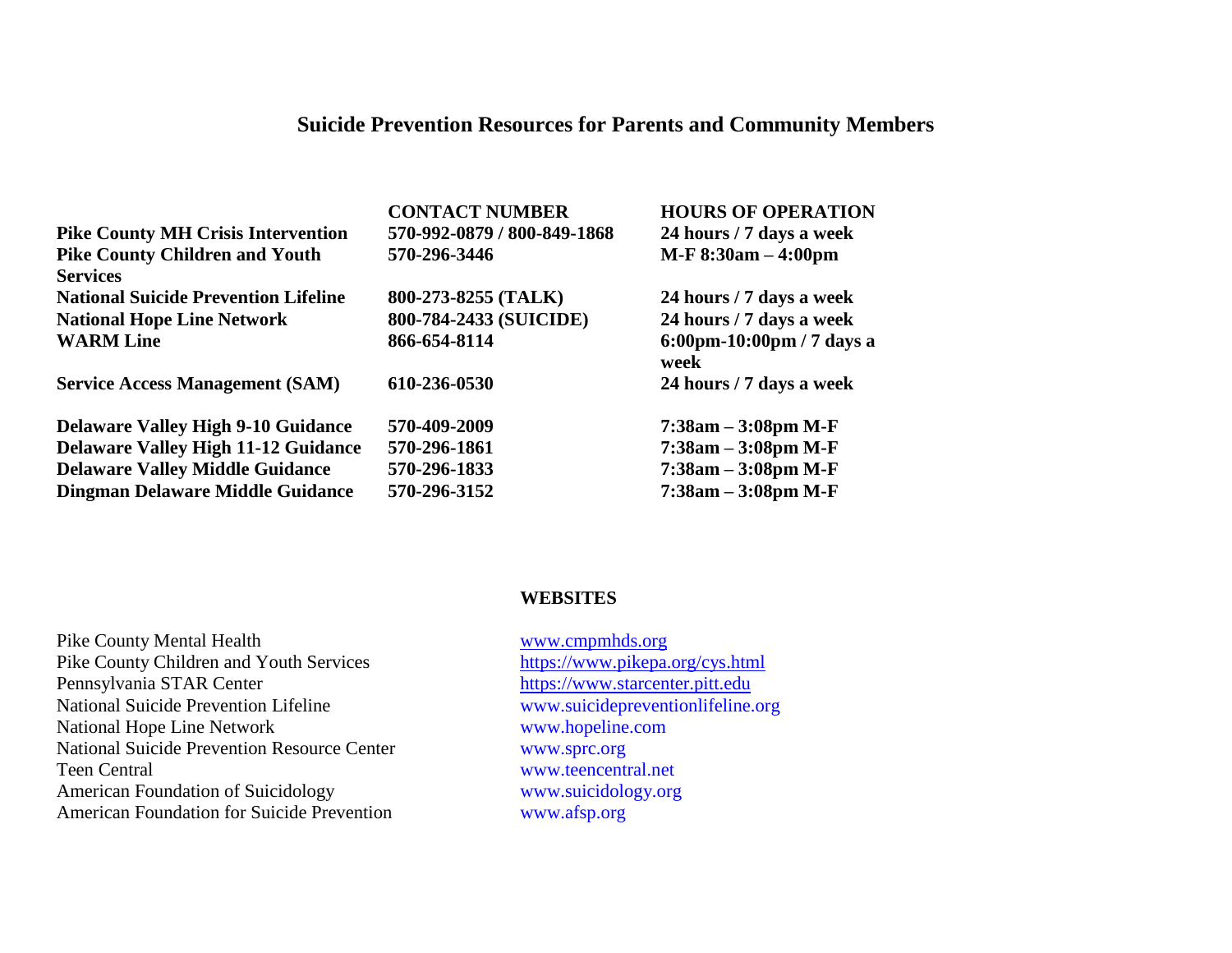# Suicide Prevention Resources for Parents and Community Members

| | CONTACT NUMBER | HOURS OF OPERATION |
|---|---|---|
| **Pike County MH Crisis Intervention** | **570-992-0879 / 800-849-1868** | **24 hours / 7 days a week** |
| **Pike County Children and Youth Services** | **570-296-3446** | **M-F 8:30am – 4:00pm** |
| **National Suicide Prevention Lifeline** | **800-273-8255 (TALK)** | **24 hours / 7 days a week** |
| **National Hope Line Network** | **800-784-2433 (SUICIDE)** | **24 hours / 7 days a week** |
| **WARM Line** | **866-654-8114** | **6:00pm-10:00pm / 7 days a week** |
| **Service Access Management (SAM)** | **610-236-0530** | **24 hours / 7 days a week** |
| **Delaware Valley High 9-10 Guidance** | **570-409-2009** | **7:38am – 3:08pm M-F** |
| **Delaware Valley High 11-12 Guidance** | **570-296-1861** | **7:38am – 3:08pm M-F** |
| **Delaware Valley Middle Guidance** | **570-296-1833** | **7:38am – 3:08pm M-F** |
| **Dingman Delaware Middle Guidance** | **570-296-3152** | **7:38am – 3:08pm M-F** |

## WEBSITES

| | |
|---|---|
| Pike County Mental Health | www.cmpmhds.org |
| Pike County Children and Youth Services | https://www.pikepa.org/cys.html |
| Pennsylvania STAR Center | https://www.starcenter.pitt.edu |
| National Suicide Prevention Lifeline | www.suicidepreventionlifeline.org |
| National Hope Line Network | www.hopeline.com |
| National Suicide Prevention Resource Center | www.sprc.org |
| Teen Central | www.teencentral.net |
| American Foundation of Suicidology | www.suicidology.org |
| American Foundation for Suicide Prevention | www.afsp.org |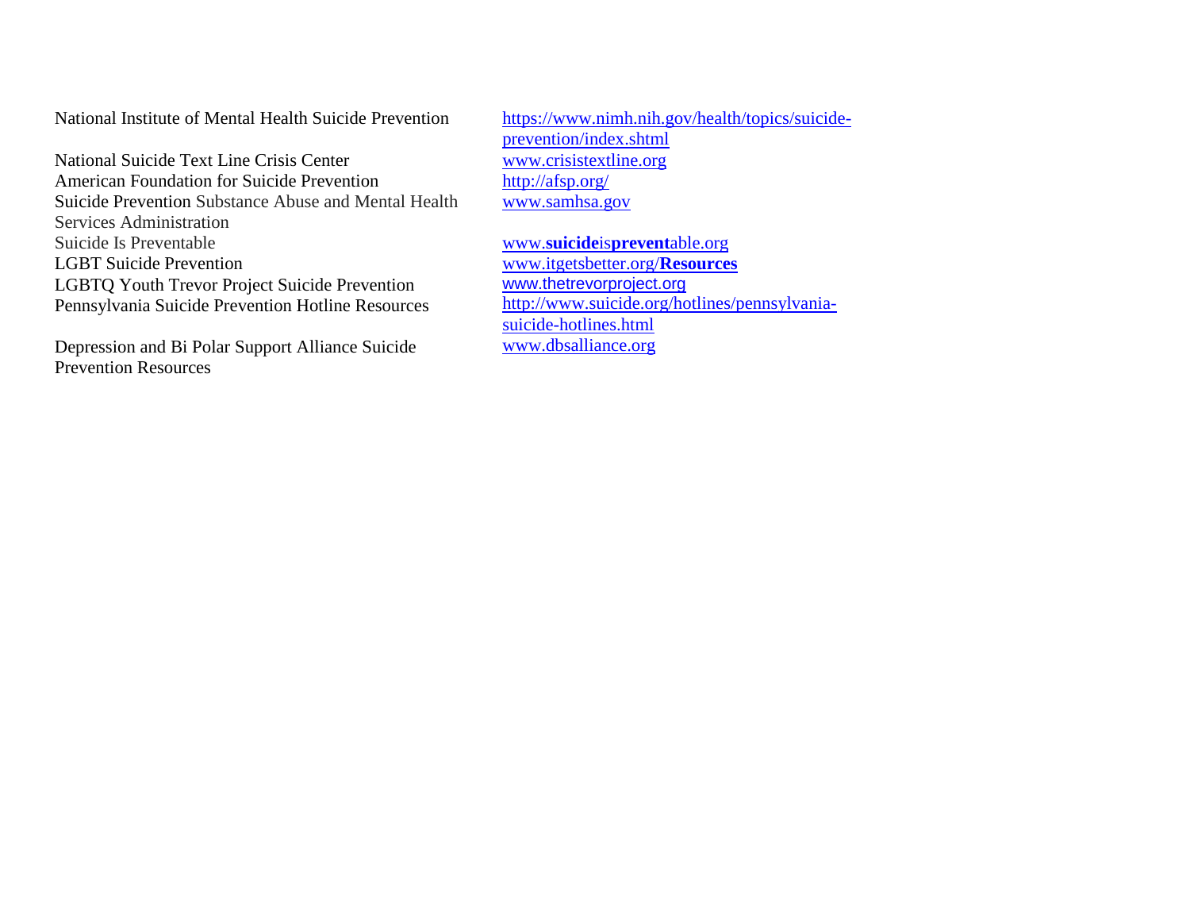| | |
|---|---|
| National Institute of Mental Health Suicide Prevention | https://www.nimh.nih.gov/health/topics/suicide-prevention/index.shtml |
| National Suicide Text Line Crisis Center | www.crisistextline.org |
| American Foundation for Suicide Prevention | http://afsp.org/ |
| Suicide Prevention Substance Abuse and Mental Health Services Administration | www.samhsa.gov |
| Suicide Is Preventable | www.**suicide**is**prevent**able.org |
| LGBT Suicide Prevention | www.itgetsbetter.org/**Resources** |
| LGBTQ Youth Trevor Project Suicide Prevention | www.thetrevorproject.org |
| Pennsylvania Suicide Prevention Hotline Resources | http://www.suicide.org/hotlines/pennsylvania-suicide-hotlines.html |
| Depression and Bi Polar Support Alliance Suicide Prevention Resources | www.dbsalliance.org |